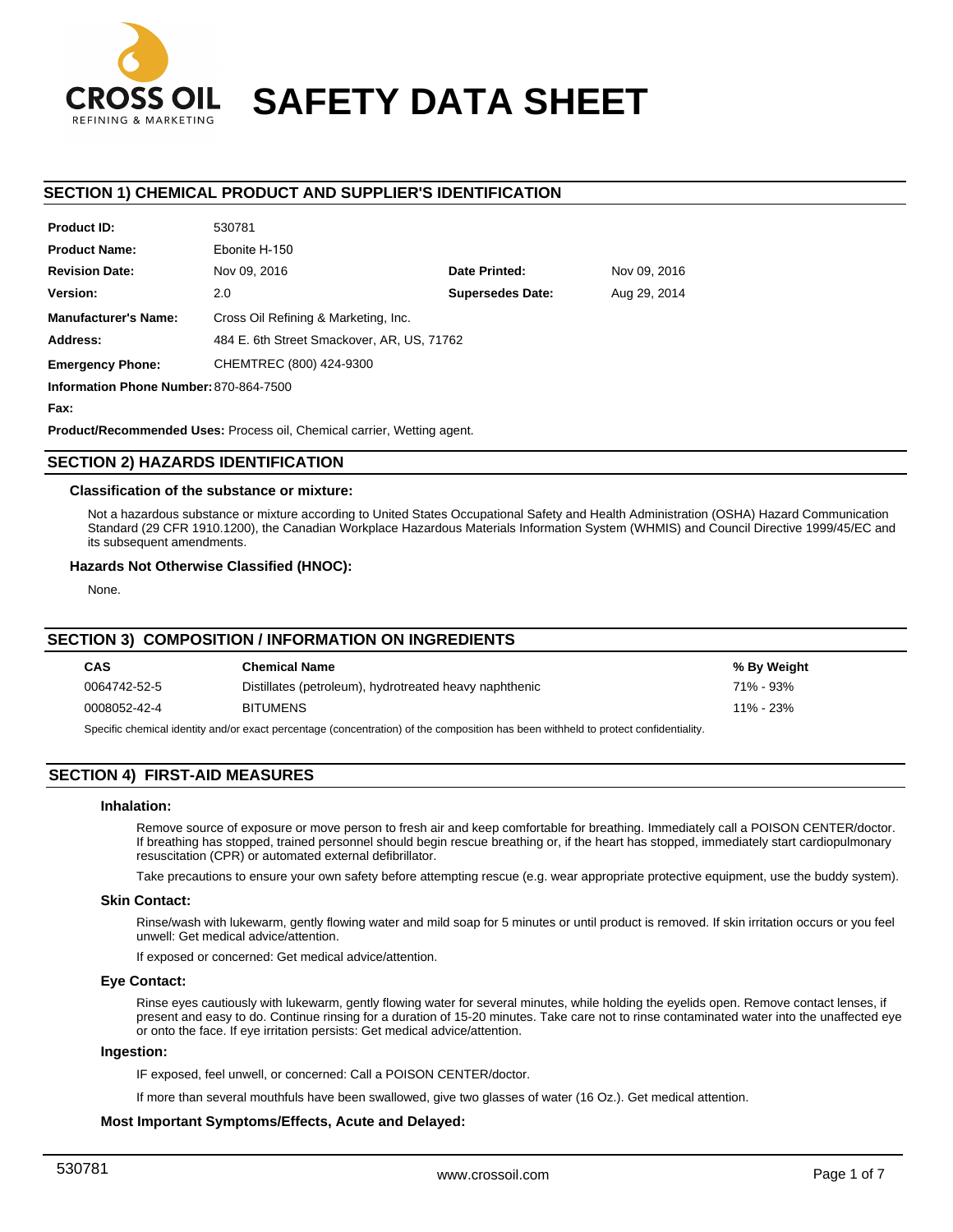# SAFETY DATA SHEET

CROSS OIL
REFINING & MARKETING

## SECTION 1) CHEMICAL PRODUCT AND SUPPLIER'S IDENTIFICATION

| | | | |
|---|---|---|---|
| **Product ID:** | 530781 | | |
| **Product Name:** | Ebonite H-150 | | |
| **Revision Date:** | Nov 09, 2016 | **Date Printed:** | Nov 09, 2016 |
| **Version:** | 2.0 | **Supersedes Date:** | Aug 29, 2014 |
| **Manufacturer's Name:** | Cross Oil Refining & Marketing, Inc. | | |
| **Address:** | 484 E. 6th Street Smackover, AR, US, 71762 | | |
| **Emergency Phone:** | CHEMTREC (800) 424-9300 | | |
| **Information Phone Number:** | 870-864-7500 | | |
| **Fax:** | | | |

**Product/Recommended Uses:** Process oil, Chemical carrier, Wetting agent.

## SECTION 2) HAZARDS IDENTIFICATION

### Classification of the substance or mixture:

Not a hazardous substance or mixture according to United States Occupational Safety and Health Administration (OSHA) Hazard Communication Standard (29 CFR 1910.1200), the Canadian Workplace Hazardous Materials Information System (WHMIS) and Council Directive 1999/45/EC and its subsequent amendments.

### Hazards Not Otherwise Classified (HNOC):

None.

## SECTION 3) COMPOSITION / INFORMATION ON INGREDIENTS

| CAS | Chemical Name | % By Weight |
|---|---|---|
| 0064742-52-5 | Distillates (petroleum), hydrotreated heavy naphthenic | 71% - 93% |
| 0008052-42-4 | BITUMENS | 11% - 23% |

Specific chemical identity and/or exact percentage (concentration) of the composition has been withheld to protect confidentiality.

## SECTION 4) FIRST-AID MEASURES

### Inhalation:

Remove source of exposure or move person to fresh air and keep comfortable for breathing. Immediately call a POISON CENTER/doctor. If breathing has stopped, trained personnel should begin rescue breathing or, if the heart has stopped, immediately start cardiopulmonary resuscitation (CPR) or automated external defibrillator.

Take precautions to ensure your own safety before attempting rescue (e.g. wear appropriate protective equipment, use the buddy system).

### Skin Contact:

Rinse/wash with lukewarm, gently flowing water and mild soap for 5 minutes or until product is removed. If skin irritation occurs or you feel unwell: Get medical advice/attention.

If exposed or concerned: Get medical advice/attention.

### Eye Contact:

Rinse eyes cautiously with lukewarm, gently flowing water for several minutes, while holding the eyelids open. Remove contact lenses, if present and easy to do. Continue rinsing for a duration of 15-20 minutes. Take care not to rinse contaminated water into the unaffected eye or onto the face. If eye irritation persists: Get medical advice/attention.

### Ingestion:

IF exposed, feel unwell, or concerned: Call a POISON CENTER/doctor.

If more than several mouthfuls have been swallowed, give two glasses of water (16 Oz.). Get medical attention.

### Most Important Symptoms/Effects, Acute and Delayed: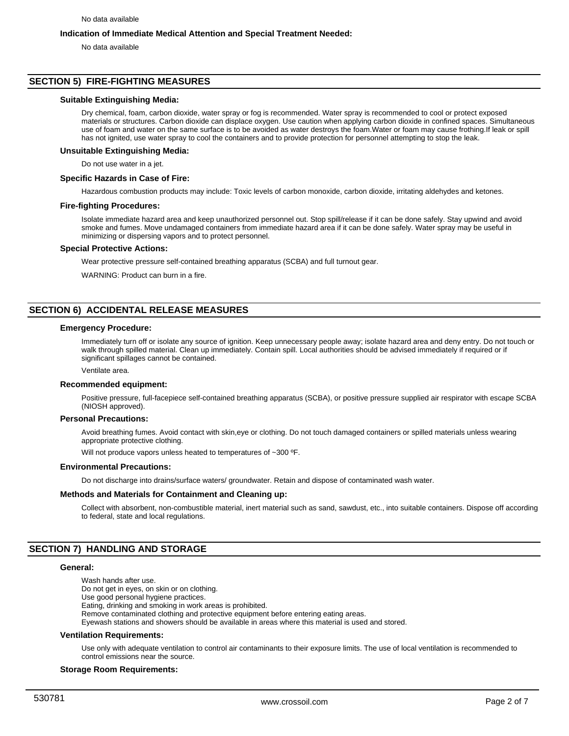No data available

### Indication of Immediate Medical Attention and Special Treatment Needed:

No data available

## SECTION 5) FIRE-FIGHTING MEASURES

### Suitable Extinguishing Media:

Dry chemical, foam, carbon dioxide, water spray or fog is recommended. Water spray is recommended to cool or protect exposed materials or structures. Carbon dioxide can displace oxygen. Use caution when applying carbon dioxide in confined spaces. Simultaneous use of foam and water on the same surface is to be avoided as water destroys the foam.Water or foam may cause frothing.If leak or spill has not ignited, use water spray to cool the containers and to provide protection for personnel attempting to stop the leak.

### Unsuitable Extinguishing Media:

Do not use water in a jet.

### Specific Hazards in Case of Fire:

Hazardous combustion products may include: Toxic levels of carbon monoxide, carbon dioxide, irritating aldehydes and ketones.

### Fire-fighting Procedures:

Isolate immediate hazard area and keep unauthorized personnel out. Stop spill/release if it can be done safely. Stay upwind and avoid smoke and fumes. Move undamaged containers from immediate hazard area if it can be done safely. Water spray may be useful in minimizing or dispersing vapors and to protect personnel.

### Special Protective Actions:

Wear protective pressure self-contained breathing apparatus (SCBA) and full turnout gear.

WARNING: Product can burn in a fire.

## SECTION 6) ACCIDENTAL RELEASE MEASURES

### Emergency Procedure:

Immediately turn off or isolate any source of ignition. Keep unnecessary people away; isolate hazard area and deny entry. Do not touch or walk through spilled material. Clean up immediately. Contain spill. Local authorities should be advised immediately if required or if significant spillages cannot be contained.

Ventilate area.

### Recommended equipment:

Positive pressure, full-facepiece self-contained breathing apparatus (SCBA), or positive pressure supplied air respirator with escape SCBA (NIOSH approved).

### Personal Precautions:

Avoid breathing fumes. Avoid contact with skin,eye or clothing. Do not touch damaged containers or spilled materials unless wearing appropriate protective clothing.

Will not produce vapors unless heated to temperatures of ~300 ºF.

### Environmental Precautions:

Do not discharge into drains/surface waters/ groundwater. Retain and dispose of contaminated wash water.

### Methods and Materials for Containment and Cleaning up:

Collect with absorbent, non-combustible material, inert material such as sand, sawdust, etc., into suitable containers. Dispose off according to federal, state and local regulations.

## SECTION 7) HANDLING AND STORAGE

### General:

Wash hands after use.
Do not get in eyes, on skin or on clothing.
Use good personal hygiene practices.
Eating, drinking and smoking in work areas is prohibited.
Remove contaminated clothing and protective equipment before entering eating areas.
Eyewash stations and showers should be available in areas where this material is used and stored.

### Ventilation Requirements:

Use only with adequate ventilation to control air contaminants to their exposure limits. The use of local ventilation is recommended to control emissions near the source.

### Storage Room Requirements: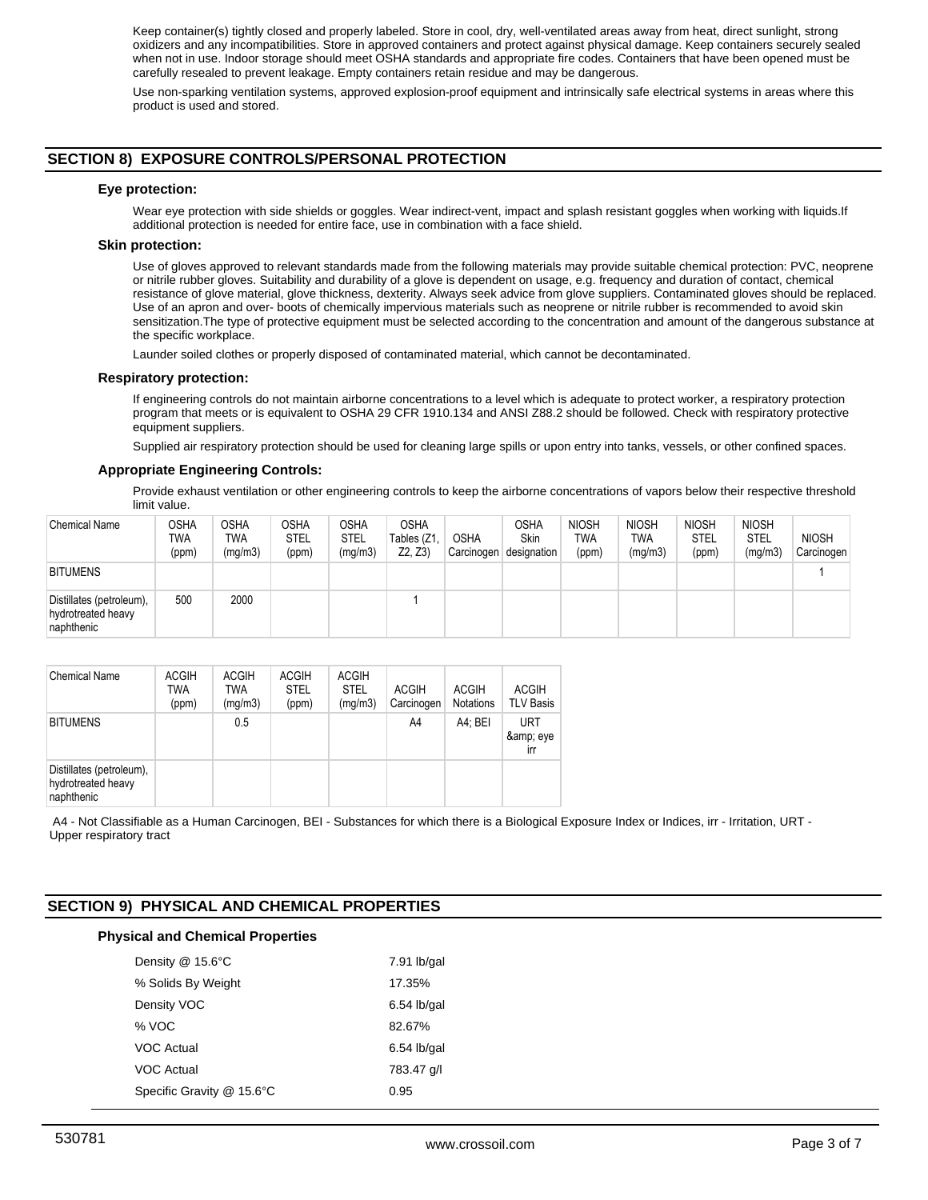Keep container(s) tightly closed and properly labeled. Store in cool, dry, well-ventilated areas away from heat, direct sunlight, strong oxidizers and any incompatibilities. Store in approved containers and protect against physical damage. Keep containers securely sealed when not in use. Indoor storage should meet OSHA standards and appropriate fire codes. Containers that have been opened must be carefully resealed to prevent leakage. Empty containers retain residue and may be dangerous.

Use non-sparking ventilation systems, approved explosion-proof equipment and intrinsically safe electrical systems in areas where this product is used and stored.

## SECTION 8) EXPOSURE CONTROLS/PERSONAL PROTECTION

### Eye protection:

Wear eye protection with side shields or goggles. Wear indirect-vent, impact and splash resistant goggles when working with liquids.If additional protection is needed for entire face, use in combination with a face shield.

### Skin protection:

Use of gloves approved to relevant standards made from the following materials may provide suitable chemical protection: PVC, neoprene or nitrile rubber gloves. Suitability and durability of a glove is dependent on usage, e.g. frequency and duration of contact, chemical resistance of glove material, glove thickness, dexterity. Always seek advice from glove suppliers. Contaminated gloves should be replaced. Use of an apron and over- boots of chemically impervious materials such as neoprene or nitrile rubber is recommended to avoid skin sensitization.The type of protective equipment must be selected according to the concentration and amount of the dangerous substance at the specific workplace.

Launder soiled clothes or properly disposed of contaminated material, which cannot be decontaminated.

### Respiratory protection:

If engineering controls do not maintain airborne concentrations to a level which is adequate to protect worker, a respiratory protection program that meets or is equivalent to OSHA 29 CFR 1910.134 and ANSI Z88.2 should be followed. Check with respiratory protective equipment suppliers.

Supplied air respiratory protection should be used for cleaning large spills or upon entry into tanks, vessels, or other confined spaces.

### Appropriate Engineering Controls:

Provide exhaust ventilation or other engineering controls to keep the airborne concentrations of vapors below their respective threshold limit value.

| Chemical Name | OSHA TWA (ppm) | OSHA TWA (mg/m3) | OSHA STEL (ppm) | OSHA STEL (mg/m3) | OSHA Tables (Z1, Z2, Z3) | OSHA Carcinogen | OSHA Skin designation | NIOSH TWA (ppm) | NIOSH TWA (mg/m3) | NIOSH STEL (ppm) | NIOSH STEL (mg/m3) | NIOSH Carcinogen |
|---|---|---|---|---|---|---|---|---|---|---|---|---|
| BITUMENS | | | | | | | | | | | | 1 |
| Distillates (petroleum), hydrotreated heavy naphthenic | 500 | 2000 | | | 1 | | | | | | | |

| Chemical Name | ACGIH TWA (ppm) | ACGIH TWA (mg/m3) | ACGIH STEL (ppm) | ACGIH STEL (mg/m3) | ACGIH Carcinogen | ACGIH Notations | ACGIH TLV Basis |
|---|---|---|---|---|---|---|---|
| BITUMENS | | 0.5 | | | A4 | A4; BEI | URT &amp; eye irr |
| Distillates (petroleum), hydrotreated heavy naphthenic | | | | | | | |

A4 - Not Classifiable as a Human Carcinogen, BEI - Substances for which there is a Biological Exposure Index or Indices, irr - Irritation, URT - Upper respiratory tract

## SECTION 9) PHYSICAL AND CHEMICAL PROPERTIES

### Physical and Chemical Properties

| | |
|---|---|
| Density @ 15.6°C | 7.91 lb/gal |
| % Solids By Weight | 17.35% |
| Density VOC | 6.54 lb/gal |
| % VOC | 82.67% |
| VOC Actual | 6.54 lb/gal |
| VOC Actual | 783.47 g/l |
| Specific Gravity @ 15.6°C | 0.95 |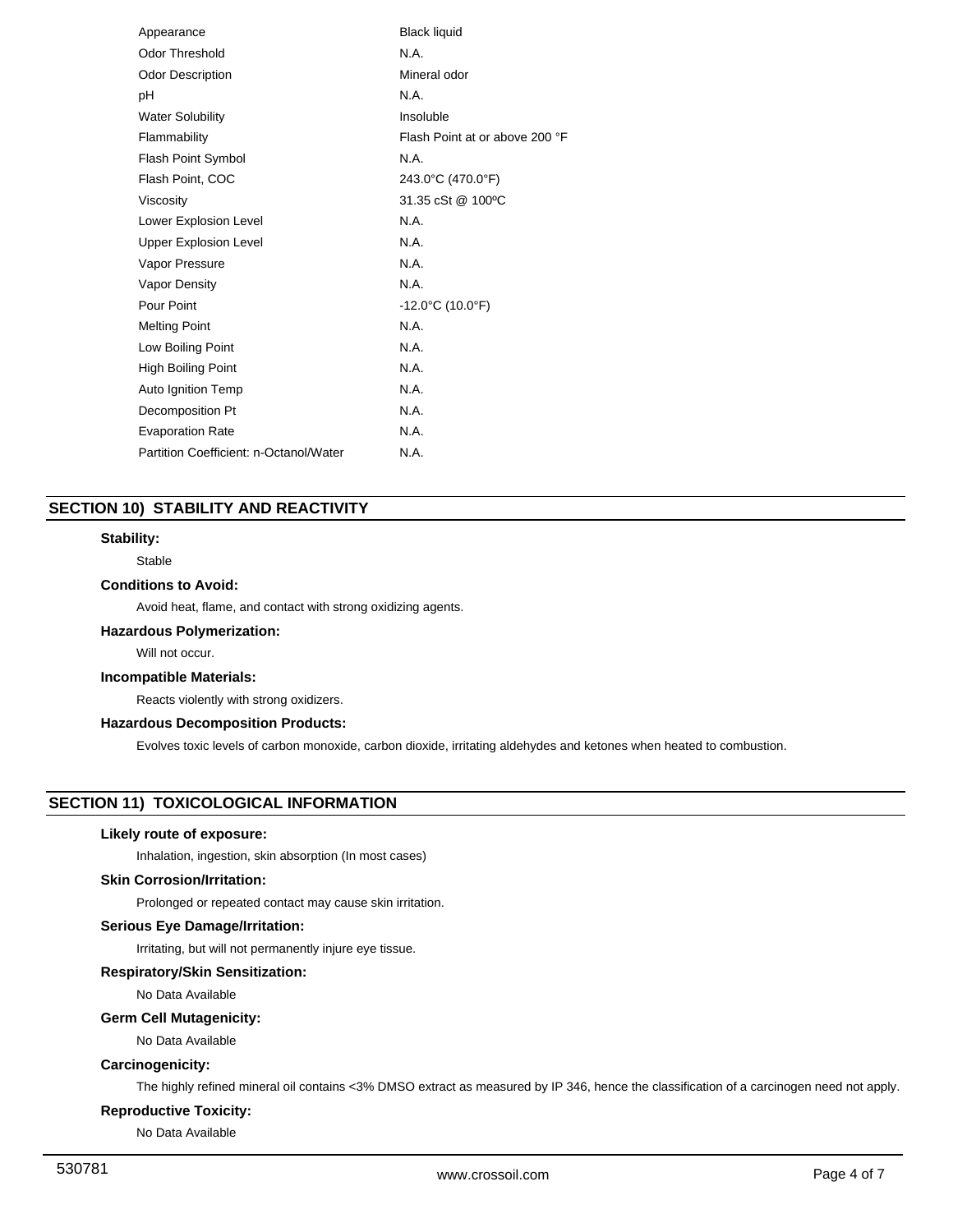| | |
|---|---|
| Appearance | Black liquid |
| Odor Threshold | N.A. |
| Odor Description | Mineral odor |
| pH | N.A. |
| Water Solubility | Insoluble |
| Flammability | Flash Point at or above 200 °F |
| Flash Point Symbol | N.A. |
| Flash Point, COC | 243.0°C (470.0°F) |
| Viscosity | 31.35 cSt @ 100ºC |
| Lower Explosion Level | N.A. |
| Upper Explosion Level | N.A. |
| Vapor Pressure | N.A. |
| Vapor Density | N.A. |
| Pour Point | -12.0°C (10.0°F) |
| Melting Point | N.A. |
| Low Boiling Point | N.A. |
| High Boiling Point | N.A. |
| Auto Ignition Temp | N.A. |
| Decomposition Pt | N.A. |
| Evaporation Rate | N.A. |
| Partition Coefficient: n-Octanol/Water | N.A. |

## SECTION 10) STABILITY AND REACTIVITY

**Stability:**

Stable

**Conditions to Avoid:**

Avoid heat, flame, and contact with strong oxidizing agents.

**Hazardous Polymerization:**

Will not occur.

**Incompatible Materials:**

Reacts violently with strong oxidizers.

**Hazardous Decomposition Products:**

Evolves toxic levels of carbon monoxide, carbon dioxide, irritating aldehydes and ketones when heated to combustion.

## SECTION 11) TOXICOLOGICAL INFORMATION

**Likely route of exposure:**

Inhalation, ingestion, skin absorption (In most cases)

**Skin Corrosion/Irritation:**

Prolonged or repeated contact may cause skin irritation.

**Serious Eye Damage/Irritation:**

Irritating, but will not permanently injure eye tissue.

**Respiratory/Skin Sensitization:**

No Data Available

**Germ Cell Mutagenicity:**

No Data Available

**Carcinogenicity:**

The highly refined mineral oil contains <3% DMSO extract as measured by IP 346, hence the classification of a carcinogen need not apply.

**Reproductive Toxicity:**

No Data Available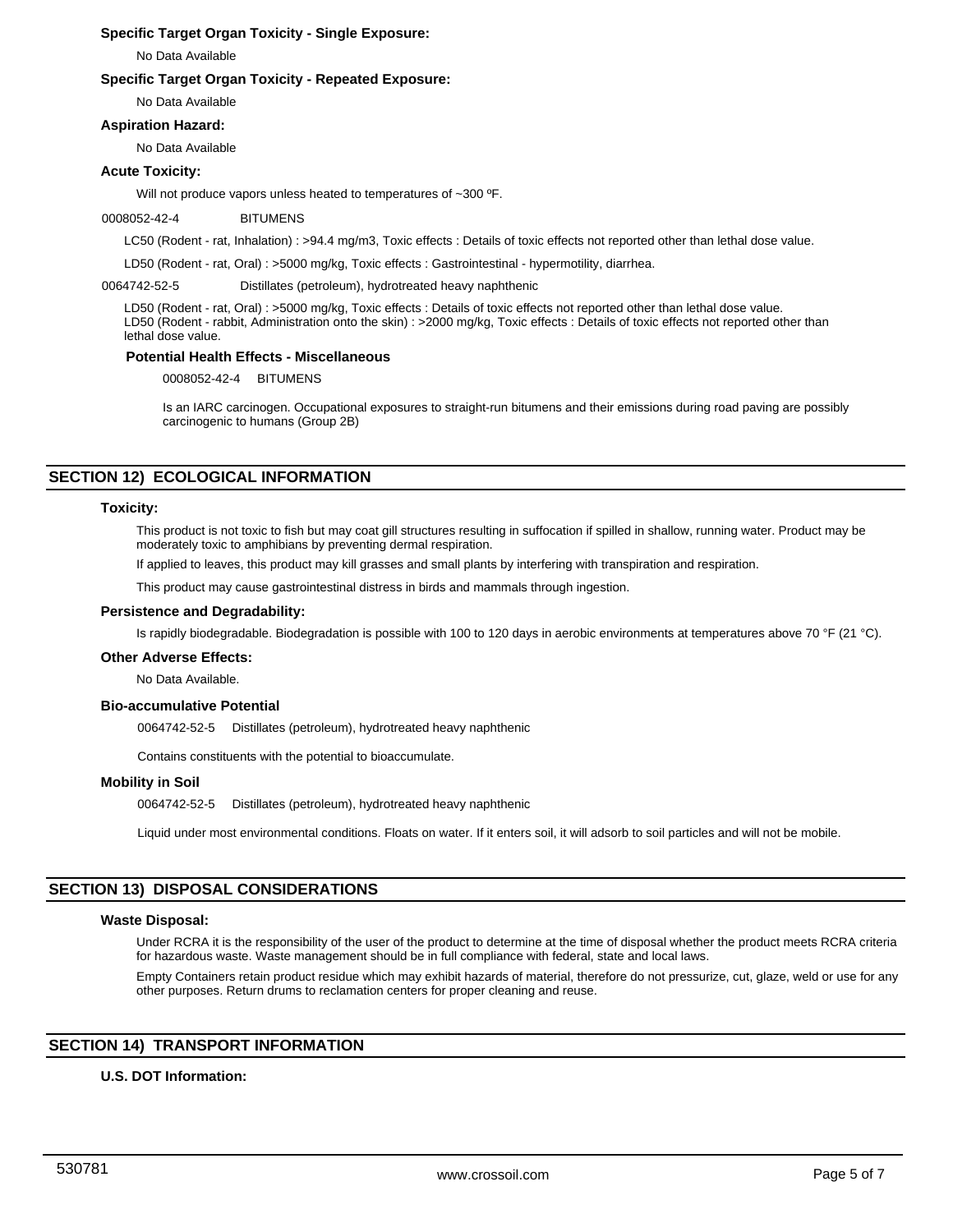**Specific Target Organ Toxicity - Single Exposure:**

No Data Available

**Specific Target Organ Toxicity - Repeated Exposure:**

No Data Available

**Aspiration Hazard:**

No Data Available

**Acute Toxicity:**

Will not produce vapors unless heated to temperatures of ~300 ºF.

0008052-42-4 BITUMENS

LC50 (Rodent - rat, Inhalation) : >94.4 mg/m3, Toxic effects : Details of toxic effects not reported other than lethal dose value.

LD50 (Rodent - rat, Oral) : >5000 mg/kg, Toxic effects : Gastrointestinal - hypermotility, diarrhea.

0064742-52-5 Distillates (petroleum), hydrotreated heavy naphthenic

LD50 (Rodent - rat, Oral) : >5000 mg/kg, Toxic effects : Details of toxic effects not reported other than lethal dose value.
LD50 (Rodent - rabbit, Administration onto the skin) : >2000 mg/kg, Toxic effects : Details of toxic effects not reported other than lethal dose value.

**Potential Health Effects - Miscellaneous**

0008052-42-4 BITUMENS

Is an IARC carcinogen. Occupational exposures to straight-run bitumens and their emissions during road paving are possibly carcinogenic to humans (Group 2B)

## SECTION 12) ECOLOGICAL INFORMATION

**Toxicity:**

This product is not toxic to fish but may coat gill structures resulting in suffocation if spilled in shallow, running water. Product may be moderately toxic to amphibians by preventing dermal respiration.

If applied to leaves, this product may kill grasses and small plants by interfering with transpiration and respiration.

This product may cause gastrointestinal distress in birds and mammals through ingestion.

**Persistence and Degradability:**

Is rapidly biodegradable. Biodegradation is possible with 100 to 120 days in aerobic environments at temperatures above 70 °F (21 °C).

**Other Adverse Effects:**

No Data Available.

**Bio-accumulative Potential**

0064742-52-5 Distillates (petroleum), hydrotreated heavy naphthenic

Contains constituents with the potential to bioaccumulate.

**Mobility in Soil**

0064742-52-5 Distillates (petroleum), hydrotreated heavy naphthenic

Liquid under most environmental conditions. Floats on water. If it enters soil, it will adsorb to soil particles and will not be mobile.

## SECTION 13) DISPOSAL CONSIDERATIONS

**Waste Disposal:**

Under RCRA it is the responsibility of the user of the product to determine at the time of disposal whether the product meets RCRA criteria for hazardous waste. Waste management should be in full compliance with federal, state and local laws.

Empty Containers retain product residue which may exhibit hazards of material, therefore do not pressurize, cut, glaze, weld or use for any other purposes. Return drums to reclamation centers for proper cleaning and reuse.

## SECTION 14) TRANSPORT INFORMATION

**U.S. DOT Information:**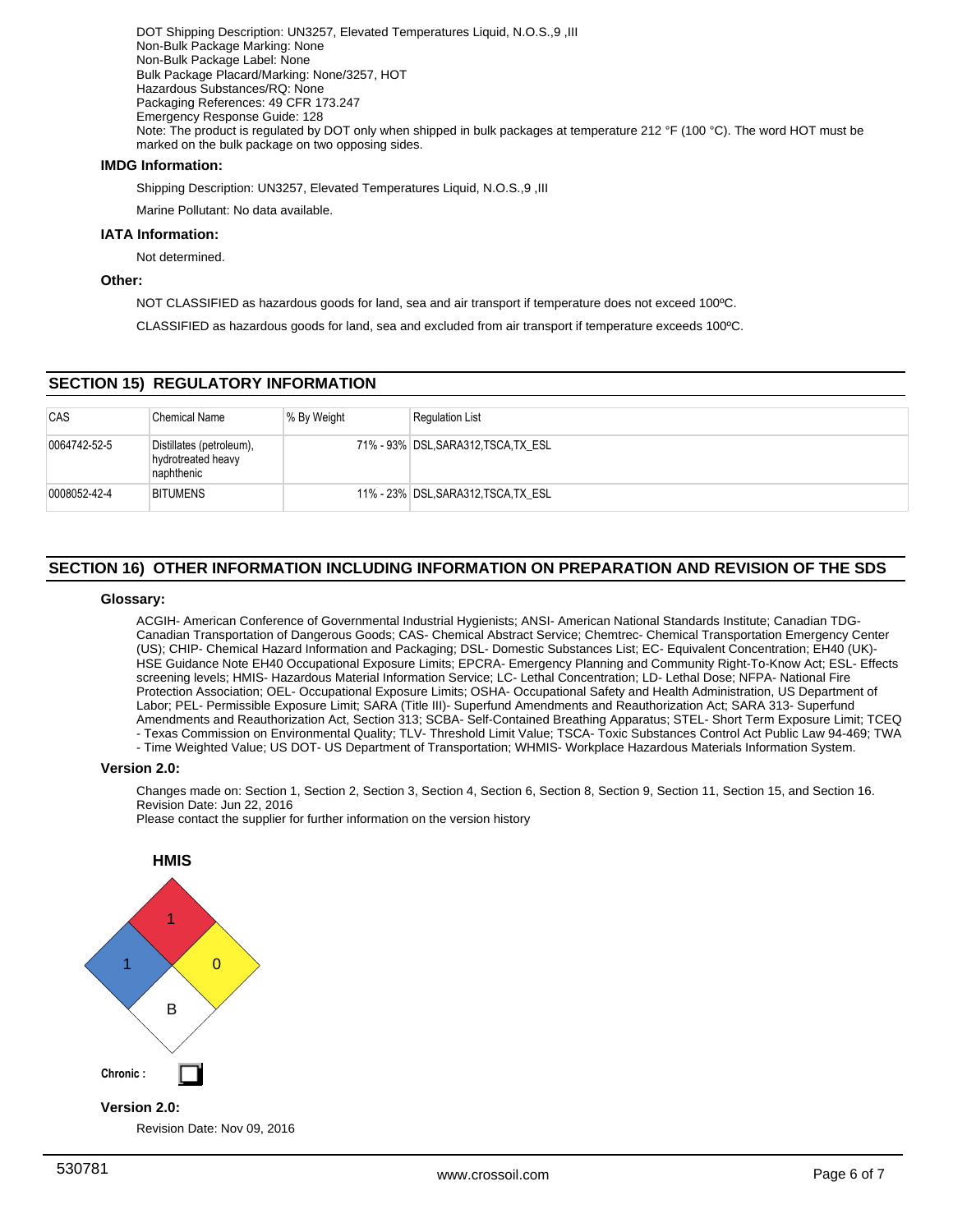DOT Shipping Description: UN3257, Elevated Temperatures Liquid, N.O.S.,9 ,III
Non-Bulk Package Marking: None
Non-Bulk Package Label: None
Bulk Package Placard/Marking: None/3257, HOT
Hazardous Substances/RQ: None
Packaging References: 49 CFR 173.247
Emergency Response Guide: 128
Note: The product is regulated by DOT only when shipped in bulk packages at temperature 212 °F (100 °C). The word HOT must be marked on the bulk package on two opposing sides.

### IMDG Information:

Shipping Description: UN3257, Elevated Temperatures Liquid, N.O.S.,9 ,III

Marine Pollutant: No data available.

### IATA Information:

Not determined.

### Other:

NOT CLASSIFIED as hazardous goods for land, sea and air transport if temperature does not exceed 100ºC.

CLASSIFIED as hazardous goods for land, sea and excluded from air transport if temperature exceeds 100ºC.

## SECTION 15) REGULATORY INFORMATION

| CAS | Chemical Name | % By Weight | Regulation List |
|---|---|---|---|
| 0064742-52-5 | Distillates (petroleum), hydrotreated heavy naphthenic | 71% - 93% | DSL,SARA312,TSCA,TX_ESL |
| 0008052-42-4 | BITUMENS | 11% - 23% | DSL,SARA312,TSCA,TX_ESL |

## SECTION 16) OTHER INFORMATION INCLUDING INFORMATION ON PREPARATION AND REVISION OF THE SDS

### Glossary:

ACGIH- American Conference of Governmental Industrial Hygienists; ANSI- American National Standards Institute; Canadian TDG- Canadian Transportation of Dangerous Goods; CAS- Chemical Abstract Service; Chemtrec- Chemical Transportation Emergency Center (US); CHIP- Chemical Hazard Information and Packaging; DSL- Domestic Substances List; EC- Equivalent Concentration; EH40 (UK)- HSE Guidance Note EH40 Occupational Exposure Limits; EPCRA- Emergency Planning and Community Right-To-Know Act; ESL- Effects screening levels; HMIS- Hazardous Material Information Service; LC- Lethal Concentration; LD- Lethal Dose; NFPA- National Fire Protection Association; OEL- Occupational Exposure Limits; OSHA- Occupational Safety and Health Administration, US Department of Labor; PEL- Permissible Exposure Limit; SARA (Title III)- Superfund Amendments and Reauthorization Act; SARA 313- Superfund Amendments and Reauthorization Act, Section 313; SCBA- Self-Contained Breathing Apparatus; STEL- Short Term Exposure Limit; TCEQ - Texas Commission on Environmental Quality; TLV- Threshold Limit Value; TSCA- Toxic Substances Control Act Public Law 94-469; TWA - Time Weighted Value; US DOT- US Department of Transportation; WHMIS- Workplace Hazardous Materials Information System.

### Version 2.0:

Changes made on: Section 1, Section 2, Section 3, Section 4, Section 6, Section 8, Section 9, Section 11, Section 15, and Section 16.
Revision Date: Jun 22, 2016
Please contact the supplier for further information on the version history

**HMIS**

Health: 1
Flammability: 1
Reactivity: 0
Personal Protection: B

**Chronic :** ☐

### Version 2.0:

Revision Date: Nov 09, 2016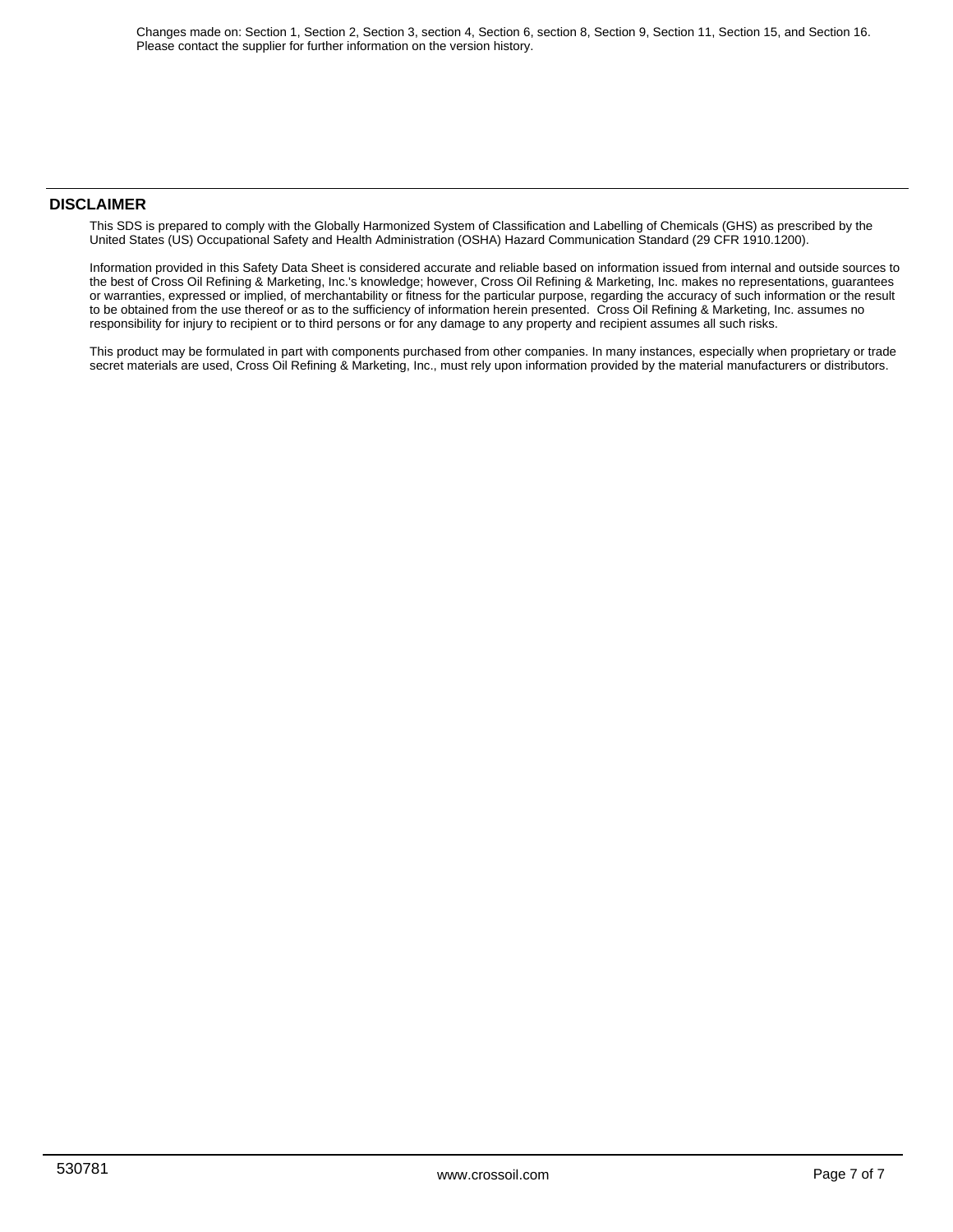Changes made on: Section 1, Section 2, Section 3, section 4, Section 6, section 8, Section 9, Section 11, Section 15, and Section 16. Please contact the supplier for further information on the version history.

## DISCLAIMER

This SDS is prepared to comply with the Globally Harmonized System of Classification and Labelling of Chemicals (GHS) as prescribed by the United States (US) Occupational Safety and Health Administration (OSHA) Hazard Communication Standard (29 CFR 1910.1200).

Information provided in this Safety Data Sheet is considered accurate and reliable based on information issued from internal and outside sources to the best of Cross Oil Refining & Marketing, Inc.'s knowledge; however, Cross Oil Refining & Marketing, Inc. makes no representations, guarantees or warranties, expressed or implied, of merchantability or fitness for the particular purpose, regarding the accuracy of such information or the result to be obtained from the use thereof or as to the sufficiency of information herein presented. Cross Oil Refining & Marketing, Inc. assumes no responsibility for injury to recipient or to third persons or for any damage to any property and recipient assumes all such risks.

This product may be formulated in part with components purchased from other companies. In many instances, especially when proprietary or trade secret materials are used, Cross Oil Refining & Marketing, Inc., must rely upon information provided by the material manufacturers or distributors.